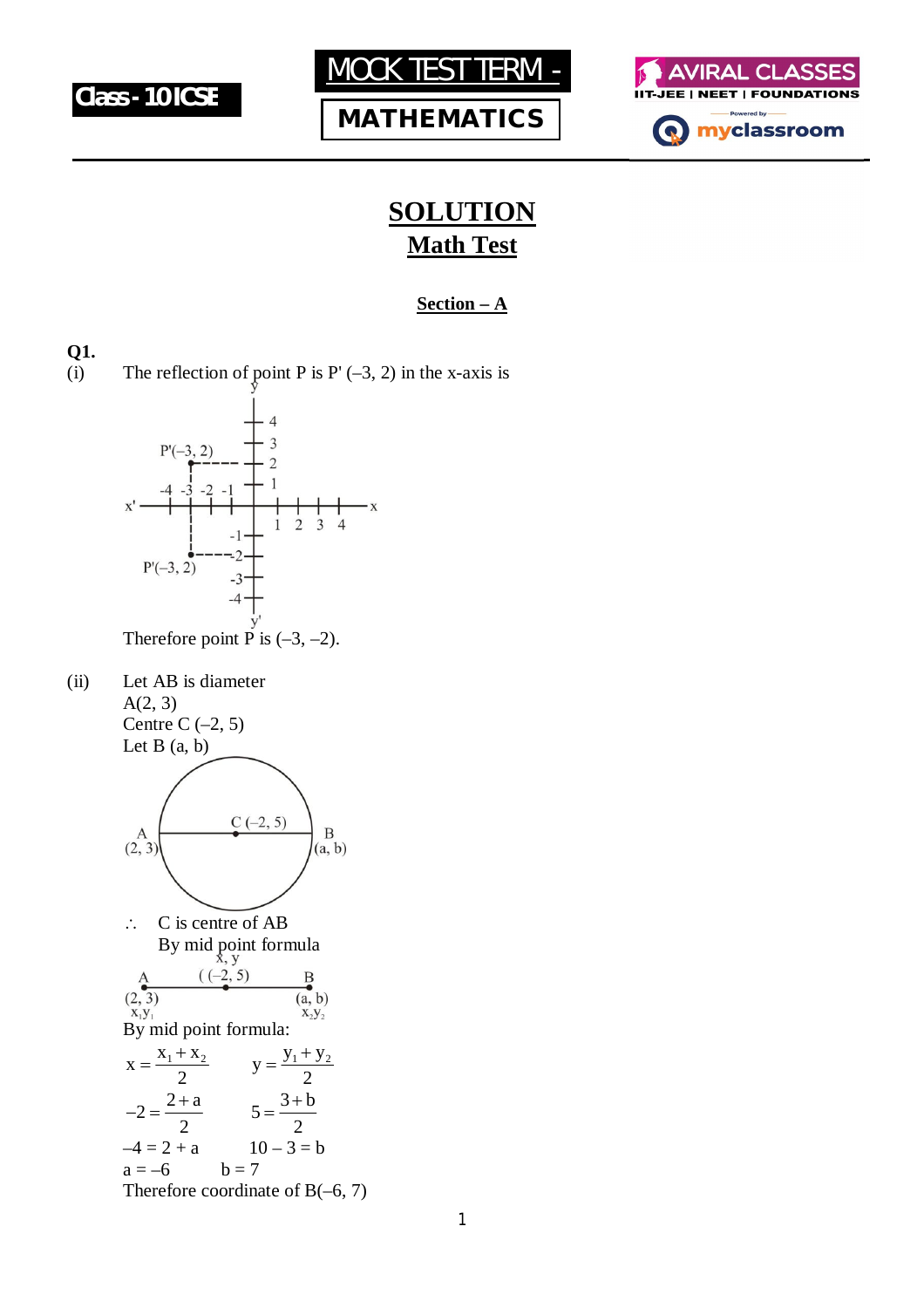Class - 10 ICSE

MOCK TEST TERM -

MATHEMATICS

AVIRAL CLASSES
IIT-JEE | NEET | FOUNDATIONS
Powered by myclassroom

# SOLUTION
## Math Test

### Section – A

**Q1.**

(i) The reflection of point P is P' (–3, 2) in the x-axis is

Therefore point P is (–3, –2).

(ii) Let AB is diameter

A(2, 3)

Centre C (–2, 5)

Let B (a, b)

∴ C is centre of AB

By mid point formula

By mid point formula:

$$x = \frac{x_1 + x_2}{2} \qquad y = \frac{y_1 + y_2}{2}$$

$$-2 = \frac{2 + a}{2} \qquad 5 = \frac{3 + b}{2}$$

$$-4 = 2 + a \qquad 10 - 3 = b$$

$$a = -6 \qquad b = 7$$

Therefore coordinate of B(–6, 7)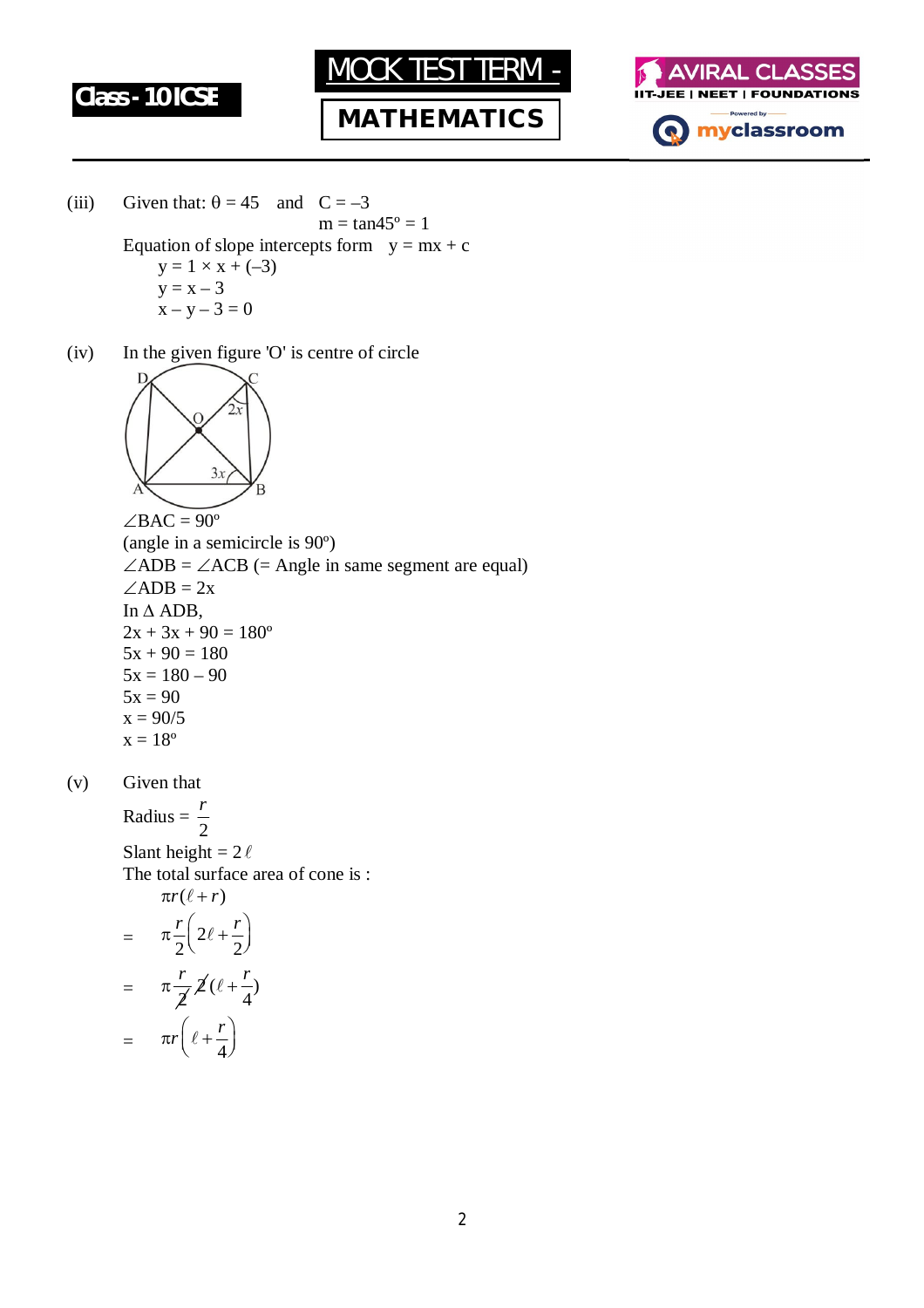(iii) Given that: $\theta = 45$ and $C = -3$

$m = \tan 45^\circ = 1$

Equation of slope intercepts form $y = mx + c$

$y = 1 \times x + (-3)$

$y = x - 3$

$x - y - 3 = 0$

(iv) In the given figure 'O' is centre of circle

$\angle BAC = 90^\circ$

(angle in a semicircle is $90^\circ$)

$\angle ADB = \angle ACB$ (= Angle in same segment are equal)

$\angle ADB = 2x$

In $\Delta$ ADB,

$2x + 3x + 90 = 180^\circ$

$5x + 90 = 180$

$5x = 180 - 90$

$5x = 90$

$x = 90/5$

$x = 18^\circ$

(v) Given that

Radius $= \dfrac{r}{2}$

Slant height $= 2\ell$

The total surface area of cone is :

$$\pi r(\ell + r)$$

$$= \pi \frac{r}{2}\left(2\ell + \frac{r}{2}\right)$$

$$= \pi \frac{r}{\not{2}} \not{2}\left(\ell + \frac{r}{4}\right)$$

$$= \pi r\left(\ell + \frac{r}{4}\right)$$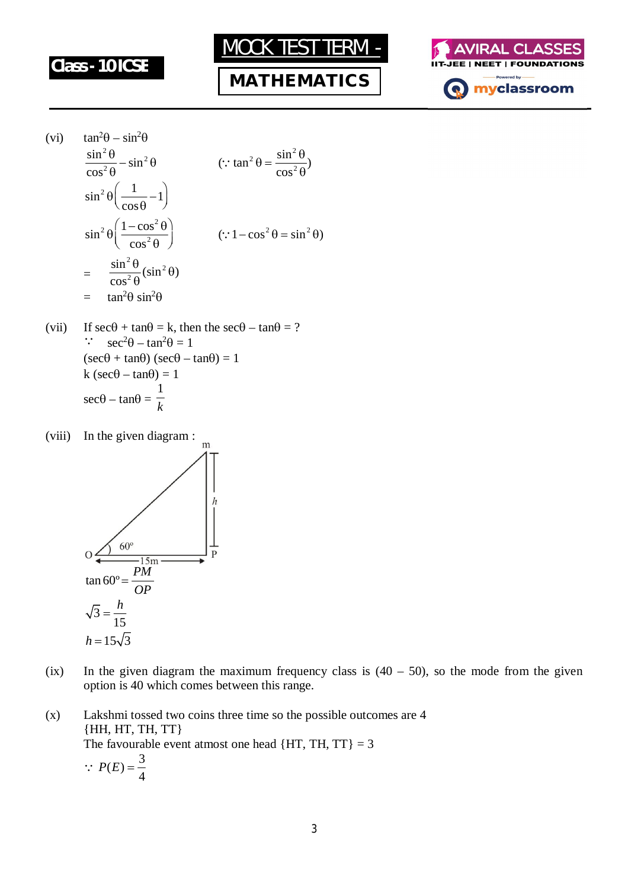(vi) $\tan^2\theta - \sin^2\theta$

$$\frac{\sin^2\theta}{\cos^2\theta} - \sin^2\theta \qquad (\because \tan^2\theta = \frac{\sin^2\theta}{\cos^2\theta})$$

$$\sin^2\theta\left(\frac{1}{\cos\theta} - 1\right)$$

$$\sin^2\theta\left(\frac{1-\cos^2\theta}{\cos^2\theta}\right) \qquad (\because 1-\cos^2\theta = \sin^2\theta)$$

$$= \frac{\sin^2\theta}{\cos^2\theta}(\sin^2\theta)$$

$$= \tan^2\theta \sin^2\theta$$

(vii) If $\sec\theta + \tan\theta = k$, then the $\sec\theta - \tan\theta$ = ?

$\because \quad \sec^2\theta - \tan^2\theta = 1$

$(\sec\theta + \tan\theta)(\sec\theta - \tan\theta) = 1$

$k(\sec\theta - \tan\theta) = 1$

$\sec\theta - \tan\theta = \dfrac{1}{k}$

(viii) In the given diagram :

(Diagram: right triangle OPM with angle $60^\circ$ at O, OP = 15m, PM = h)

$$\tan 60^\circ = \frac{PM}{OP}$$

$$\sqrt{3} = \frac{h}{15}$$

$$h = 15\sqrt{3}$$

(ix) In the given diagram the maximum frequency class is (40 – 50), so the mode from the given option is 40 which comes between this range.

(x) Lakshmi tossed two coins three time so the possible outcomes are 4
{HH, HT, TH, TT}
The favourable event atmost one head {HT, TH, TT} = 3

$$\because P(E) = \frac{3}{4}$$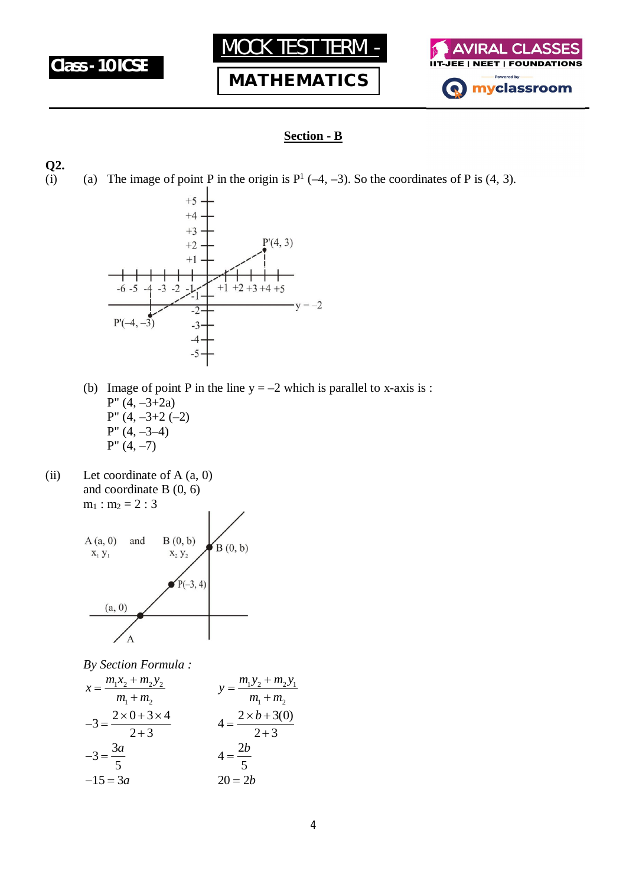## Section - B

**Q2.**

(i) (a) The image of point P in the origin is $P^1$ (–4, –3). So the coordinates of P is (4, 3).

(b) Image of point P in the line y = –2 which is parallel to x-axis is :

P" (4, –3+2a)

P" (4, –3+2 (–2)

P" (4, –3–4)

P" (4, –7)

(ii) Let coordinate of A (a, 0)

and coordinate B (0, 6)

$m_1 : m_2 = 2 : 3$

A (a, 0) $x_1\ y_1$ and B (0, b) $x_2\ y_2$

*By Section Formula :*

$$x = \frac{m_1x_2 + m_2y_2}{m_1 + m_2} \qquad y = \frac{m_1y_2 + m_2y_1}{m_1 + m_2}$$

$$-3 = \frac{2\times 0 + 3\times 4}{2+3} \qquad 4 = \frac{2\times b + 3(0)}{2+3}$$

$$-3 = \frac{3a}{5} \qquad 4 = \frac{2b}{5}$$

$$-15 = 3a \qquad 20 = 2b$$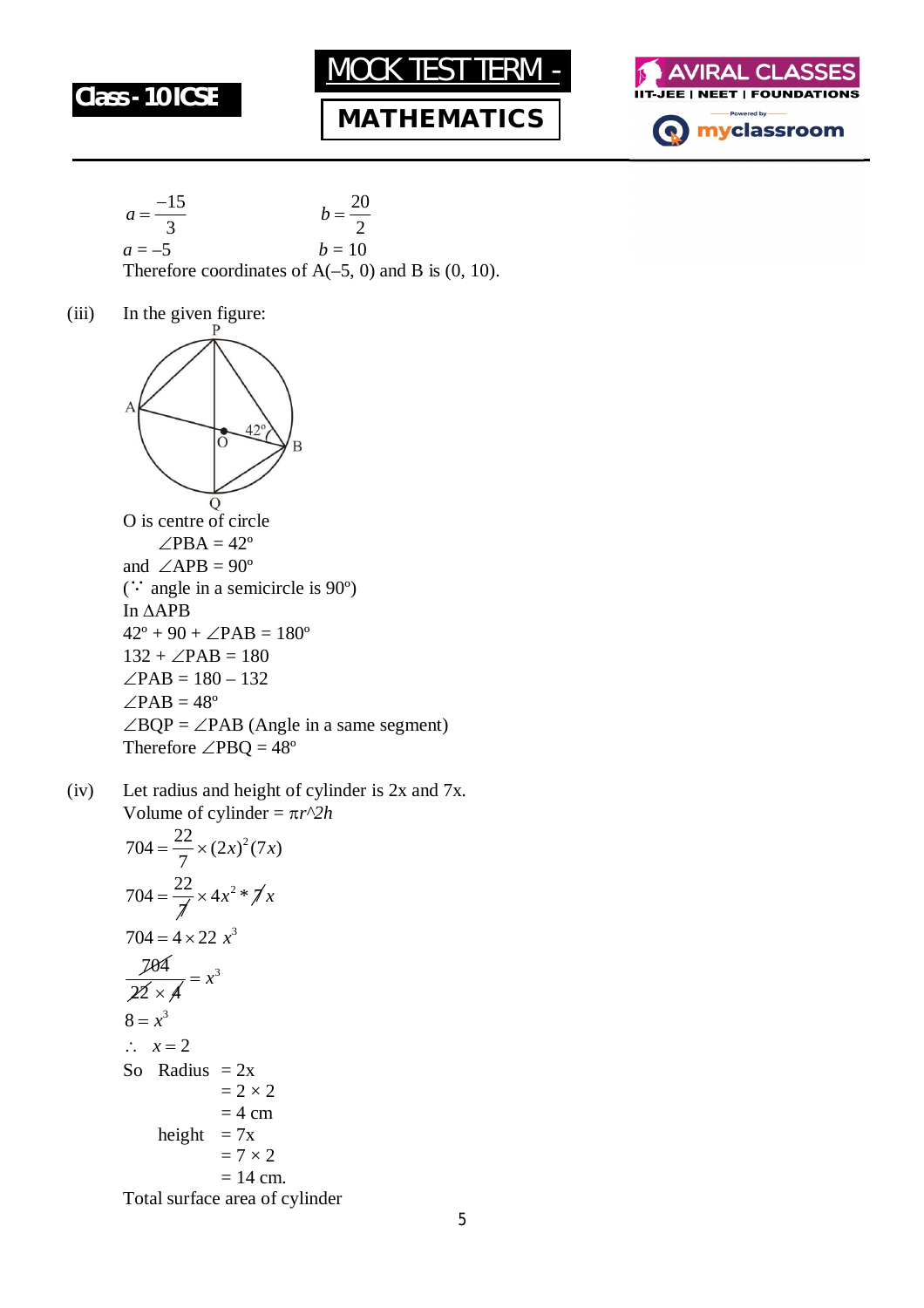$a = \frac{-15}{3}$ $\qquad$ $b = \frac{20}{2}$

$a = -5$ $\qquad$ $b = 10$

Therefore coordinates of A(–5, 0) and B is (0, 10).

(iii) In the given figure:

O is centre of circle

$\angle PBA = 42^\circ$

and $\angle APB = 90^\circ$

($\because$ angle in a semicircle is $90^\circ$)

In $\Delta APB$

$42^\circ + 90 + \angle PAB = 180^\circ$

$132 + \angle PAB = 180$

$\angle PAB = 180 - 132$

$\angle PAB = 48^\circ$

$\angle BQP = \angle PAB$ (Angle in a same segment)

Therefore $\angle PBQ = 48^\circ$

(iv) Let radius and height of cylinder is 2x and 7x.

Volume of cylinder = $\pi r$^$2h$

$$704 = \frac{22}{7} \times (2x)^2 (7x)$$

$$704 = \frac{22}{\cancel{7}} \times 4x^2 * \cancel{7}x$$

$$704 = 4 \times 22\ x^3$$

$$\frac{\cancel{704}}{\cancel{22} \times \cancel{4}} = x^3$$

$$8 = x^3$$

$$\therefore\ x = 2$$

So Radius $= 2x$

$= 2 \times 2$

$= 4$ cm

height $= 7x$

$= 7 \times 2$

$= 14$ cm.

Total surface area of cylinder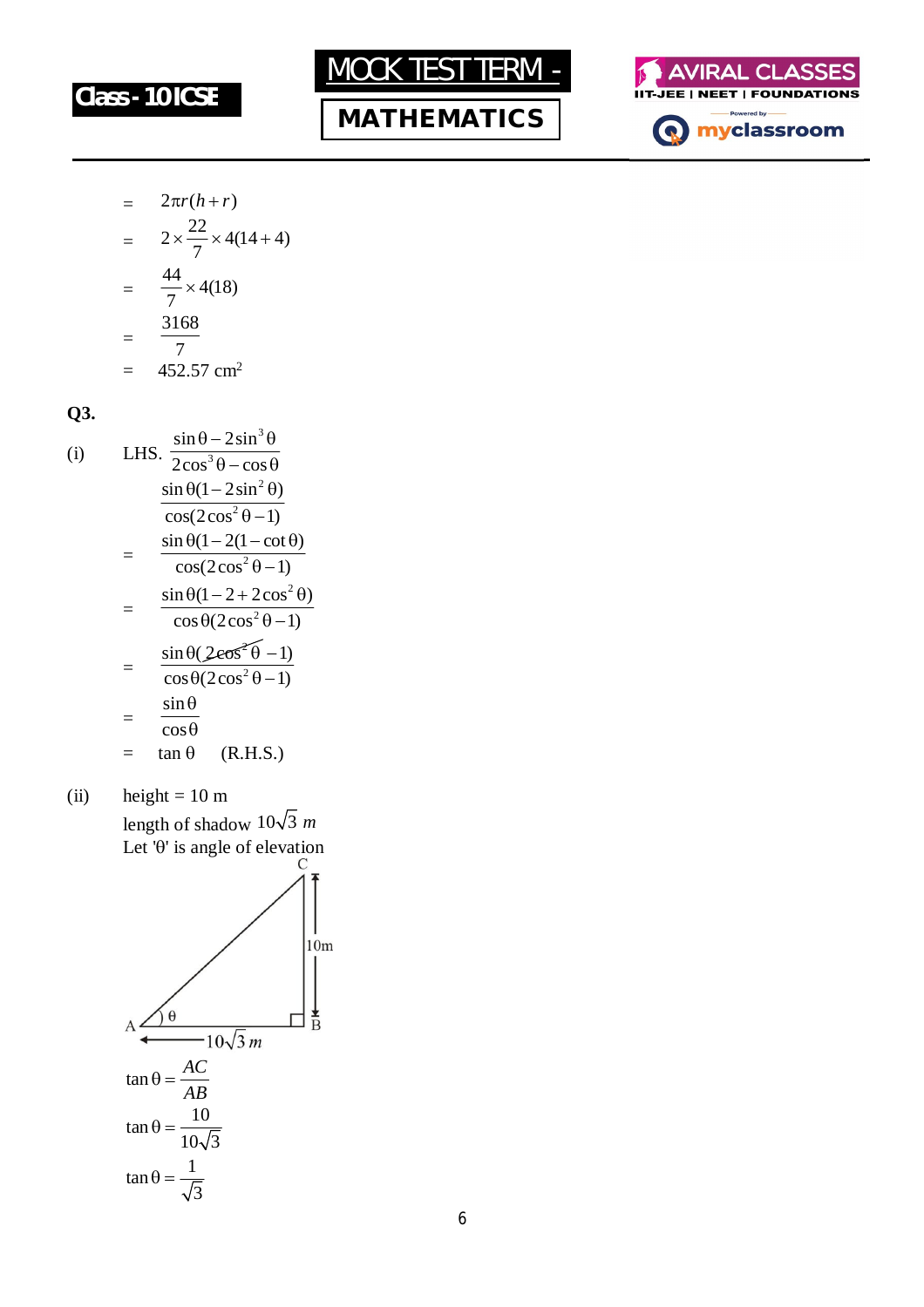$= \quad 2\pi r(h+r)$

$= \quad 2 \times \frac{22}{7} \times 4(14+4)$

$= \quad \frac{44}{7} \times 4(18)$

$= \quad \frac{3168}{7}$

$= \quad 452.57 \text{ cm}^2$

**Q3.**

(i) LHS. $\dfrac{\sin\theta - 2\sin^3\theta}{2\cos^3\theta - \cos\theta}$

$\dfrac{\sin\theta(1-2\sin^2\theta)}{\cos(2\cos^2\theta - 1)}$

$= \dfrac{\sin\theta(1-2(1-\cot\theta)}{\cos(2\cos^2\theta-1)}$

$= \dfrac{\sin\theta(1-2+2\cos^2\theta)}{\cos\theta(2\cos^2\theta-1)}$

$= \dfrac{\sin\theta(2\cos^2\theta-1)}{\cos\theta(2\cos^2\theta-1)}$

$= \dfrac{\sin\theta}{\cos\theta}$

$= \tan\theta \quad$ (R.H.S.)

(ii) height = 10 m

length of shadow $10\sqrt{3}\ m$

Let 'θ' is angle of elevation

$\tan\theta = \dfrac{AC}{AB}$

$\tan\theta = \dfrac{10}{10\sqrt{3}}$

$\tan\theta = \dfrac{1}{\sqrt{3}}$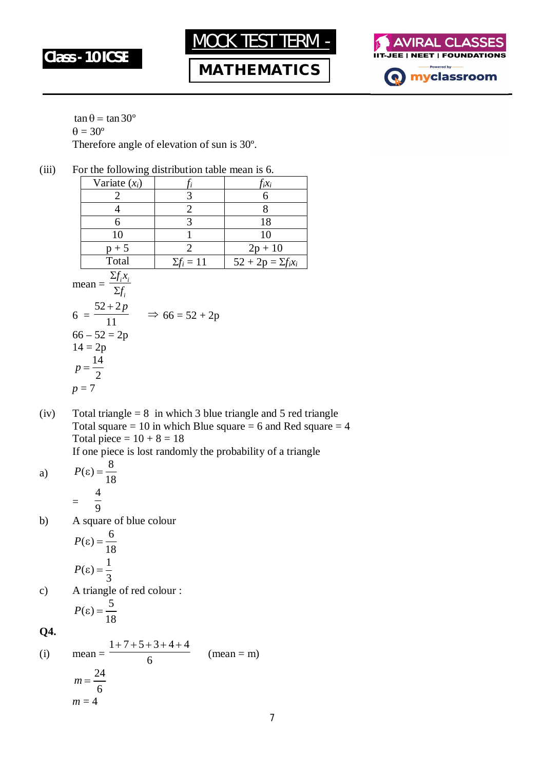$\tan\theta = \tan 30^\circ$
$\theta = 30^\circ$
Therefore angle of elevation of sun is 30º.

(iii) For the following distribution table mean is 6.

| Variate ($x_i$) | $f_i$ | $f_ix_i$ |
|---|---|---|
| 2 | 3 | 6 |
| 4 | 2 | 8 |
| 6 | 3 | 18 |
| 10 | 1 | 10 |
| p + 5 | 2 | 2p + 10 |
| Total | $\Sigma f_i = 11$ | $52 + 2p = \Sigma f_i x_i$ |

$$\text{mean} = \frac{\Sigma f_i x_i}{\Sigma f_i}$$

$$6 = \frac{52+2p}{11} \quad \Rightarrow 66 = 52 + 2p$$

$66 - 52 = 2p$
$14 = 2p$
$p = \frac{14}{2}$
$p = 7$

(iv) Total triangle = 8 in which 3 blue triangle and 5 red triangle
Total square = 10 in which Blue square = 6 and Red square = 4
Total piece = 10 + 8 = 18
If one piece is lost randomly the probability of a triangle

a) $P(\varepsilon) = \frac{8}{18}$
$= \frac{4}{9}$

b) A square of blue colour
$P(\varepsilon) = \frac{6}{18}$
$P(\varepsilon) = \frac{1}{3}$

c) A triangle of red colour :
$P(\varepsilon) = \frac{5}{18}$

**Q4.**

(i) $\text{mean} = \frac{1+7+5+3+4+4}{6}$ (mean = m)

$m = \frac{24}{6}$
$m = 4$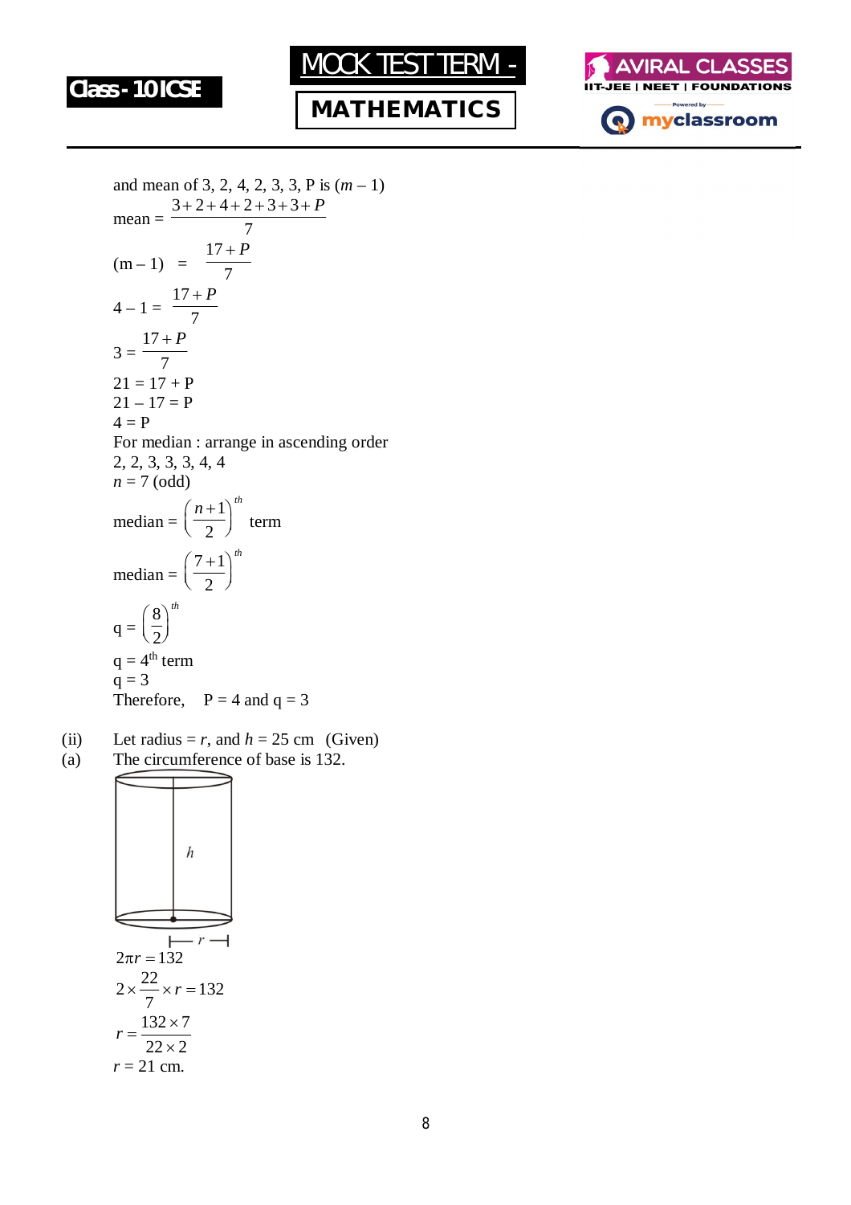and mean of 3, 2, 4, 2, 3, 3, P is $(m - 1)$

$$\text{mean} = \frac{3+2+4+2+3+3+P}{7}$$

$$(m - 1) = \frac{17+P}{7}$$

$$4 - 1 = \frac{17+P}{7}$$

$$3 = \frac{17+P}{7}$$

$21 = 17 + P$

$21 - 17 = P$

$4 = P$

For median : arrange in ascending order

2, 2, 3, 3, 3, 4, 4

$n = 7$ (odd)

$$\text{median} = \left(\frac{n+1}{2}\right)^{th} \text{ term}$$

$$\text{median} = \left(\frac{7+1}{2}\right)^{th}$$

$$q = \left(\frac{8}{2}\right)^{th}$$

$q = 4^{th}$ term

$q = 3$

Therefore, $P = 4$ and $q = 3$

(ii) Let radius $= r$, and $h = 25$ cm (Given)

(a) The circumference of base is 132.

$$2\pi r = 132$$

$$2 \times \frac{22}{7} \times r = 132$$

$$r = \frac{132 \times 7}{22 \times 2}$$

$r = 21$ cm.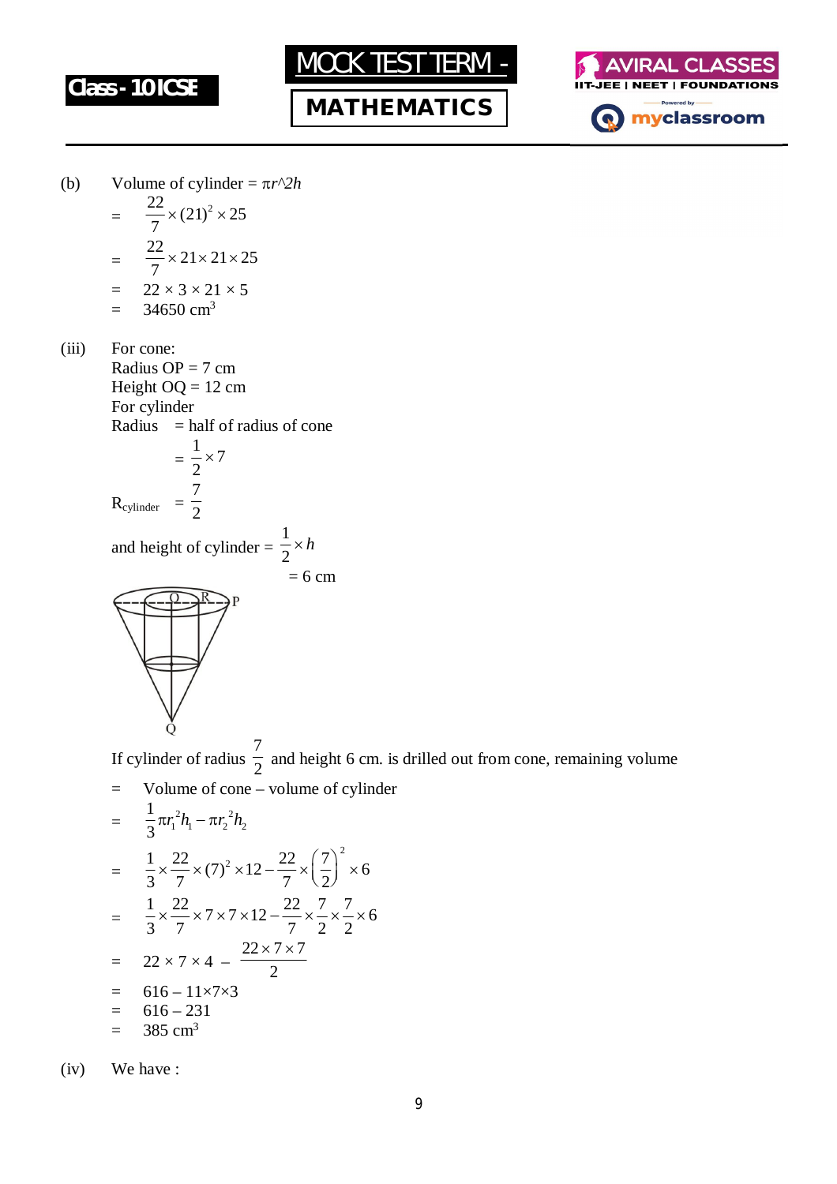(b) Volume of cylinder = $\pi r$^$2h$

$= \frac{22}{7} \times (21)^2 \times 25$

$= \frac{22}{7} \times 21 \times 21 \times 25$

$= 22 \times 3 \times 21 \times 5$

$= 34650 \text{ cm}^3$

(iii) For cone:

Radius OP = 7 cm

Height OQ = 12 cm

For cylinder

Radius = half of radius of cone

$= \frac{1}{2} \times 7$

$R_{\text{cylinder}} = \frac{7}{2}$

and height of cylinder $= \frac{1}{2} \times h$

= 6 cm

If cylinder of radius $\frac{7}{2}$ and height 6 cm. is drilled out from cone, remaining volume

= Volume of cone – volume of cylinder

$= \frac{1}{3}\pi r_1^2 h_1 - \pi r_2^2 h_2$

$= \frac{1}{3} \times \frac{22}{7} \times (7)^2 \times 12 - \frac{22}{7} \times \left(\frac{7}{2}\right)^2 \times 6$

$= \frac{1}{3} \times \frac{22}{7} \times 7 \times 7 \times 12 - \frac{22}{7} \times \frac{7}{2} \times \frac{7}{2} \times 6$

$= 22 \times 7 \times 4 - \frac{22 \times 7 \times 7}{2}$

$= 616 - 11 \times 7 \times 3$

$= 616 - 231$

$= 385 \text{ cm}^3$

(iv) We have :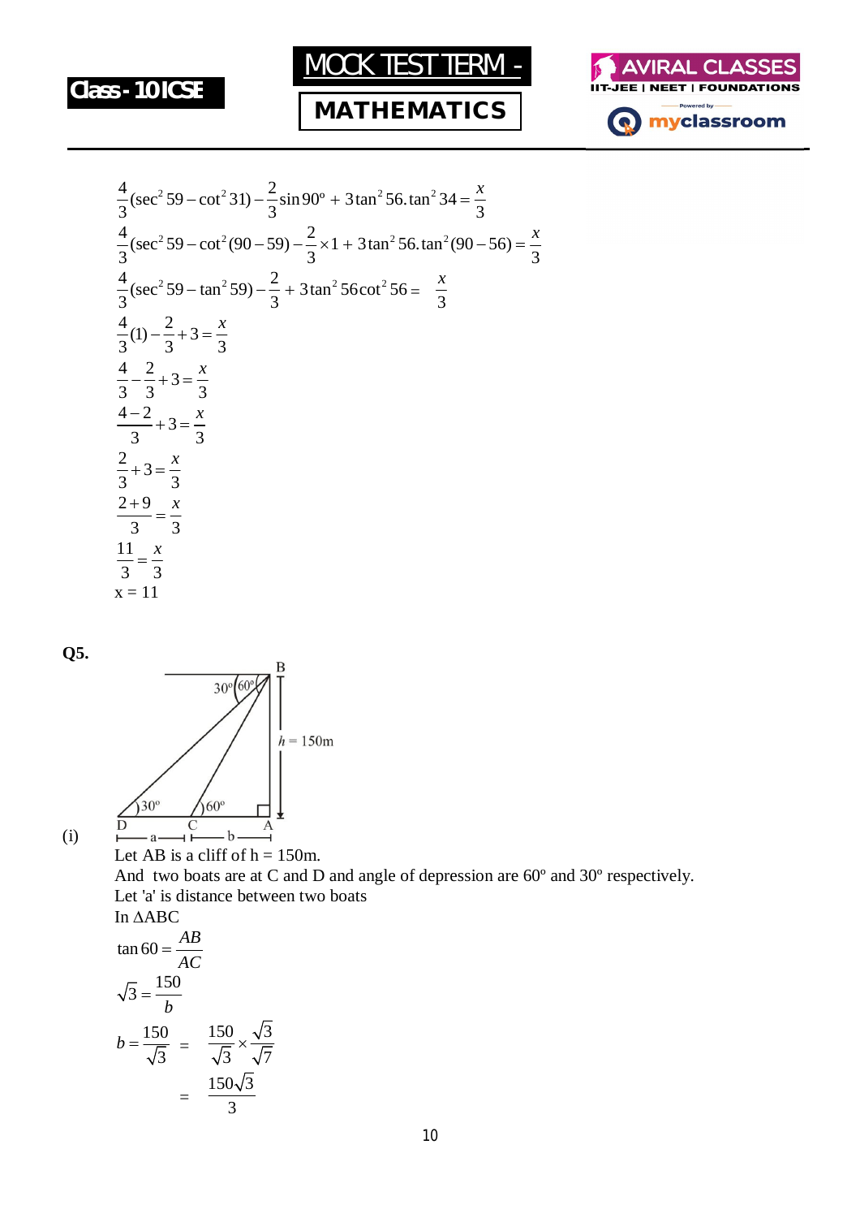$$\frac{4}{3}(\sec^2 59 - \cot^2 31) - \frac{2}{3}\sin 90^\circ + 3\tan^2 56.\tan^2 34 = \frac{x}{3}$$

$$\frac{4}{3}(\sec^2 59 - \cot^2 (90-59)) - \frac{2}{3}\times 1 + 3\tan^2 56.\tan^2 (90-56) = \frac{x}{3}$$

$$\frac{4}{3}(\sec^2 59 - \tan^2 59) - \frac{2}{3} + 3\tan^2 56 \cot^2 56 = \frac{x}{3}$$

$$\frac{4}{3}(1) - \frac{2}{3} + 3 = \frac{x}{3}$$

$$\frac{4}{3} - \frac{2}{3} + 3 = \frac{x}{3}$$

$$\frac{4-2}{3} + 3 = \frac{x}{3}$$

$$\frac{2}{3} + 3 = \frac{x}{3}$$

$$\frac{2+9}{3} = \frac{x}{3}$$

$$\frac{11}{3} = \frac{x}{3}$$

x = 11

**Q5.**

(i)

Let AB is a cliff of h = 150m.

And two boats are at C and D and angle of depression are 60º and 30º respectively.

Let 'a' is distance between two boats

In ΔABC

$$\tan 60 = \frac{AB}{AC}$$

$$\sqrt{3} = \frac{150}{b}$$

$$b = \frac{150}{\sqrt{3}} = \frac{150}{\sqrt{3}} \times \frac{\sqrt{3}}{\sqrt{7}}$$

$$= \frac{150\sqrt{3}}{3}$$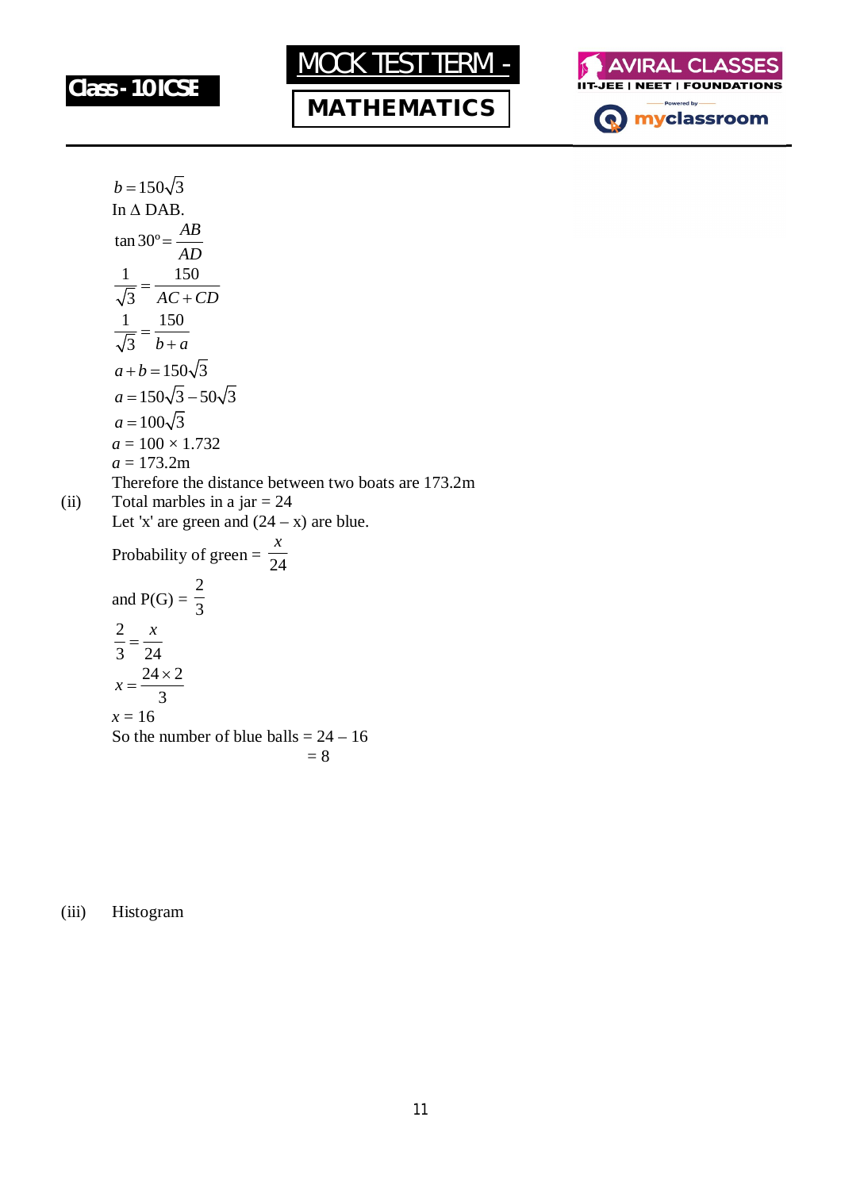$b = 150\sqrt{3}$

In $\Delta$ DAB.

$\tan 30^o = \dfrac{AB}{AD}$

$\dfrac{1}{\sqrt{3}} = \dfrac{150}{AC + CD}$

$\dfrac{1}{\sqrt{3}} = \dfrac{150}{b + a}$

$a + b = 150\sqrt{3}$

$a = 150\sqrt{3} - 50\sqrt{3}$

$a = 100\sqrt{3}$

$a = 100 \times 1.732$

$a = 173.2$m

Therefore the distance between two boats are 173.2m

(ii) Total marbles in a jar = 24

Let 'x' are green and (24 – x) are blue.

Probability of green = $\dfrac{x}{24}$

and P(G) = $\dfrac{2}{3}$

$\dfrac{2}{3} = \dfrac{x}{24}$

$x = \dfrac{24 \times 2}{3}$

$x = 16$

So the number of blue balls = 24 – 16

= 8

(iii) Histogram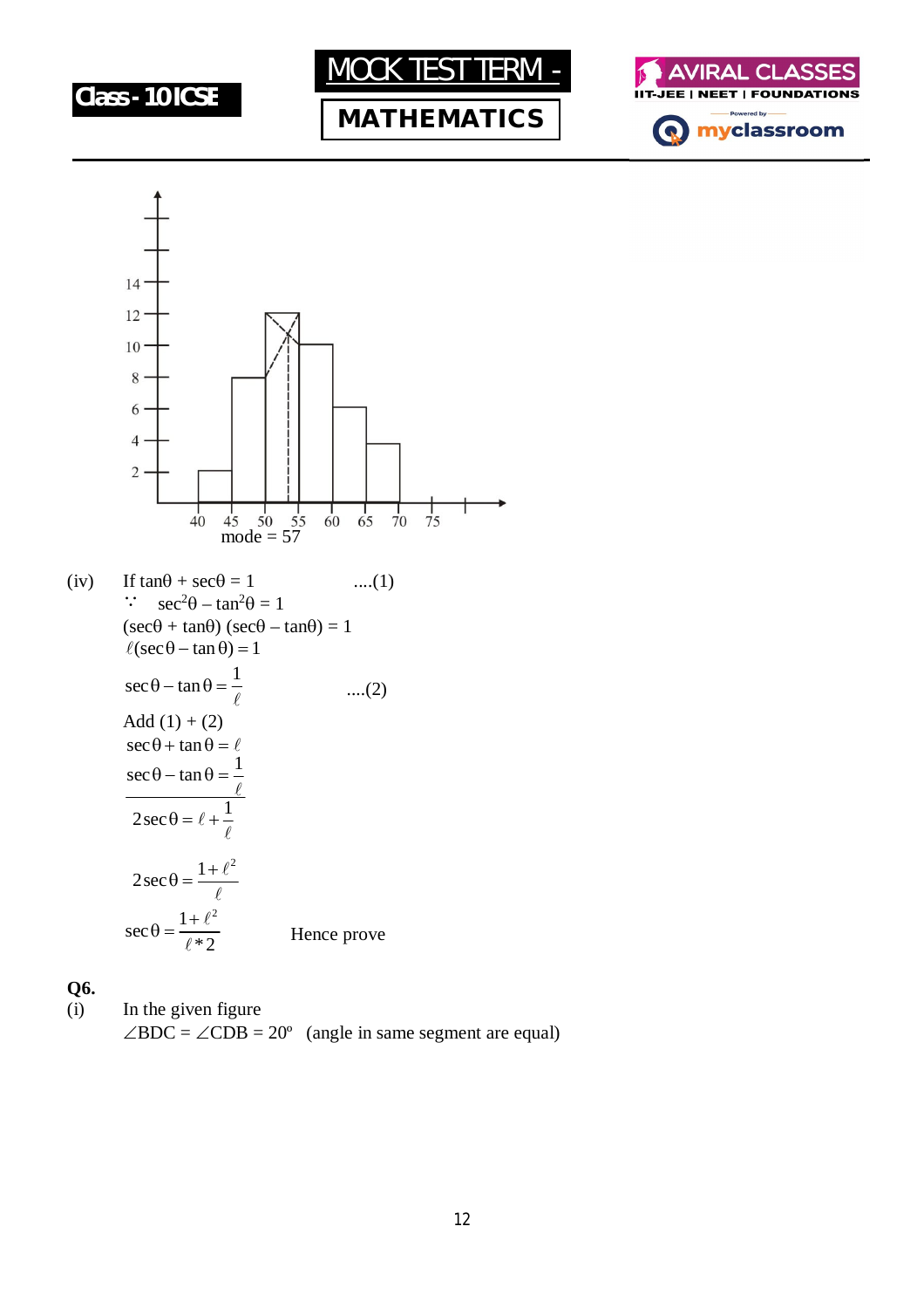mode = 57

(iv) If tanθ + secθ = 1 ....(1)

$\because$ $\sec^2\theta - \tan^2\theta = 1$

$(\sec\theta + \tan\theta)(\sec\theta - \tan\theta) = 1$

$\ell(\sec\theta - \tan\theta) = 1$

$$\sec\theta - \tan\theta = \frac{1}{\ell} \quad ....(2)$$

Add (1) + (2)

$$\sec\theta + \tan\theta = \ell$$

$$\sec\theta - \tan\theta = \frac{1}{\ell}$$

$$2\sec\theta = \ell + \frac{1}{\ell}$$

$$2\sec\theta = \frac{1+\ell^2}{\ell}$$

$$\sec\theta = \frac{1+\ell^2}{\ell * 2}$$

Hence prove

**Q6.**

(i) In the given figure

$\angle BDC = \angle CDB = 20^\circ$ (angle in same segment are equal)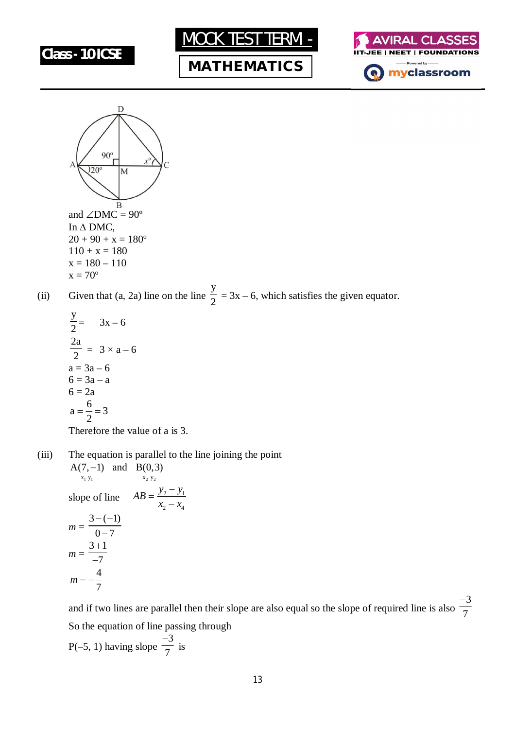and $\angle DMC = 90°$

In $\Delta$ DMC,

$20 + 90 + x = 180°$

$110 + x = 180$

$x = 180 - 110$

$x = 70°$

(ii) Given that (a, 2a) line on the line $\frac{y}{2} = 3x - 6$, which satisfies the given equator.

$$\frac{y}{2} = 3x - 6$$

$$\frac{2a}{2} = 3 \times a - 6$$

$$a = 3a - 6$$

$$6 = 3a - a$$

$$6 = 2a$$

$$a = \frac{6}{2} = 3$$

Therefore the value of a is 3.

(iii) The equation is parallel to the line joining the point

$A(7, -1)$ and $B(0, 3)$
$\quad x_1\ y_1 \qquad x_2\ y_2$

slope of line $AB = \dfrac{y_2 - y_1}{x_2 - x_4}$

$$m = \frac{3-(-1)}{0-7}$$

$$m = \frac{3+1}{-7}$$

$$m = -\frac{4}{7}$$

and if two lines are parallel then their slope are also equal so the slope of required line is also $\frac{-3}{7}$

So the equation of line passing through

P(–5, 1) having slope $\frac{-3}{7}$ is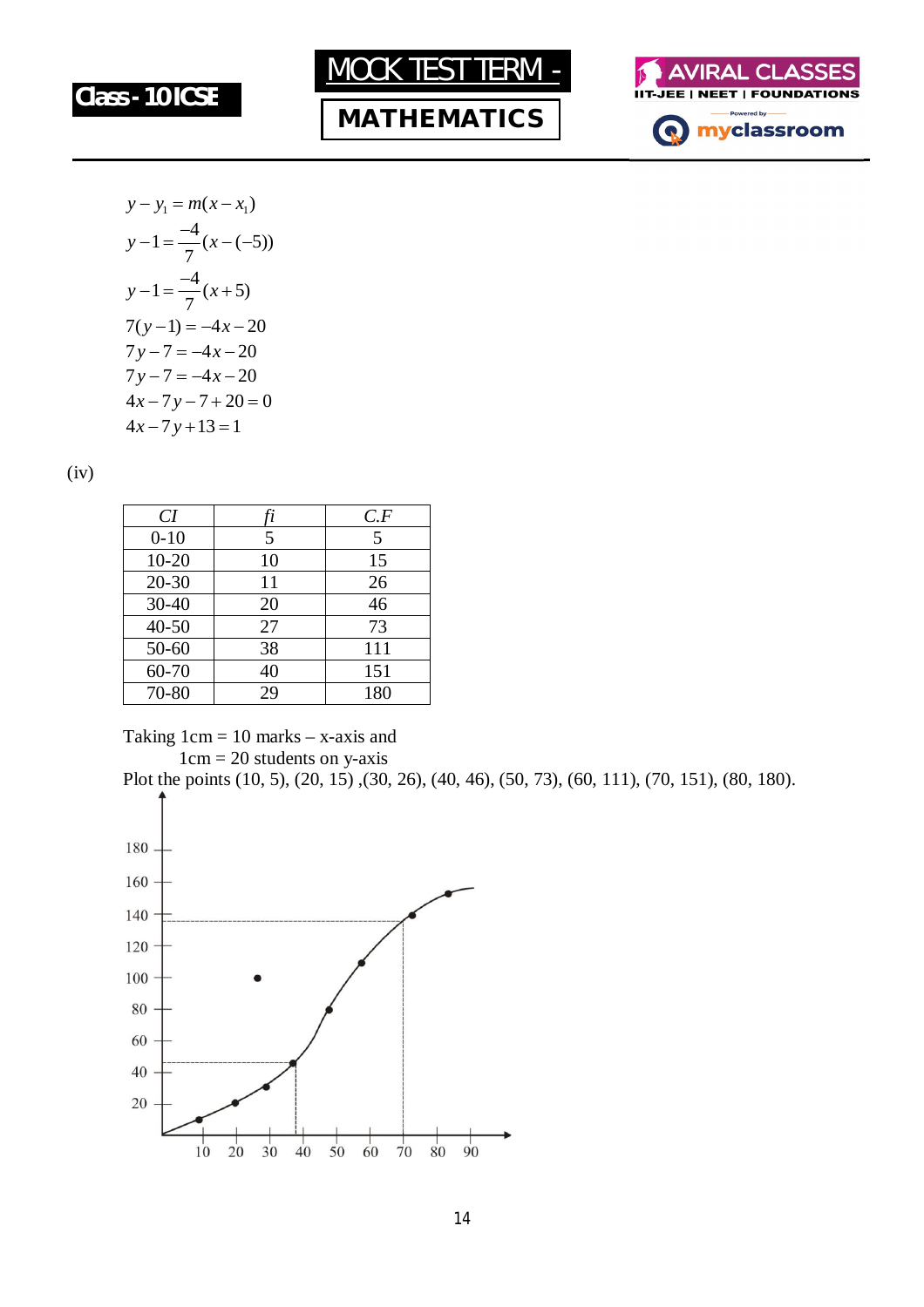$$y - y_1 = m(x - x_1)$$

$$y - 1 = \frac{-4}{7}(x - (-5))$$

$$y - 1 = \frac{-4}{7}(x + 5)$$

$$7(y - 1) = -4x - 20$$

$$7y - 7 = -4x - 20$$

$$7y - 7 = -4x - 20$$

$$4x - 7y - 7 + 20 = 0$$

$$4x - 7y + 13 = 1$$

(iv)

| *CI* | *fi* | *C.F* |
|---|---|---|
| 0-10 | 5 | 5 |
| 10-20 | 10 | 15 |
| 20-30 | 11 | 26 |
| 30-40 | 20 | 46 |
| 40-50 | 27 | 73 |
| 50-60 | 38 | 111 |
| 60-70 | 40 | 151 |
| 70-80 | 29 | 180 |

Taking 1cm = 10 marks – x-axis and
1cm = 20 students on y-axis

Plot the points (10, 5), (20, 15) ,(30, 26), (40, 46), (50, 73), (60, 111), (70, 151), (80, 180).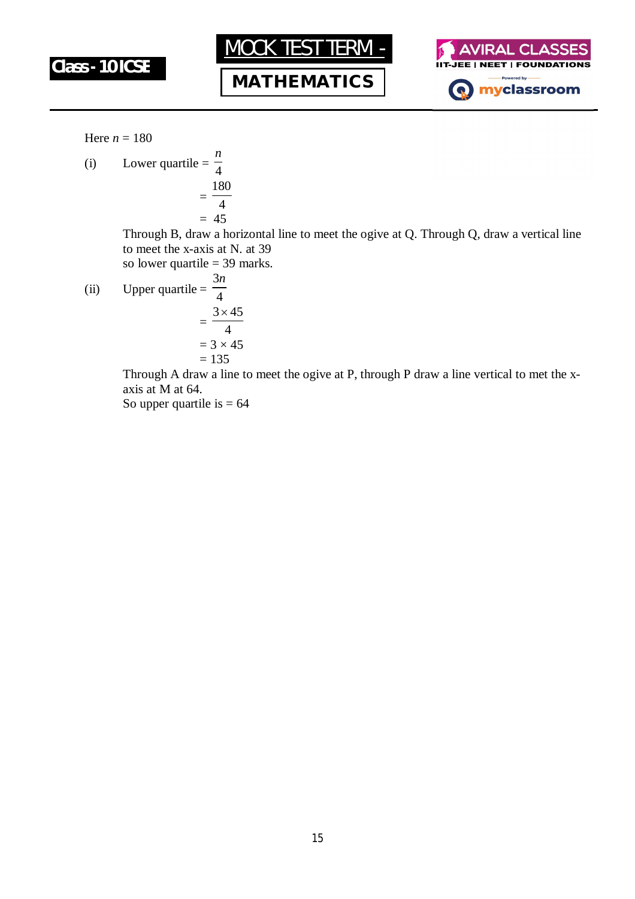Here $n = 180$

(i) Lower quartile $= \dfrac{n}{4}$

$$= \frac{180}{4}$$

$$= 45$$

Through B, draw a horizontal line to meet the ogive at Q. Through Q, draw a vertical line to meet the x-axis at N. at 39

so lower quartile = 39 marks.

(ii) Upper quartile $= \dfrac{3n}{4}$

$$= \frac{3 \times 45}{4}$$

$$= 3 \times 45$$

$$= 135$$

Through A draw a line to meet the ogive at P, through P draw a line vertical to met the x-axis at M at 64.

So upper quartile is = 64